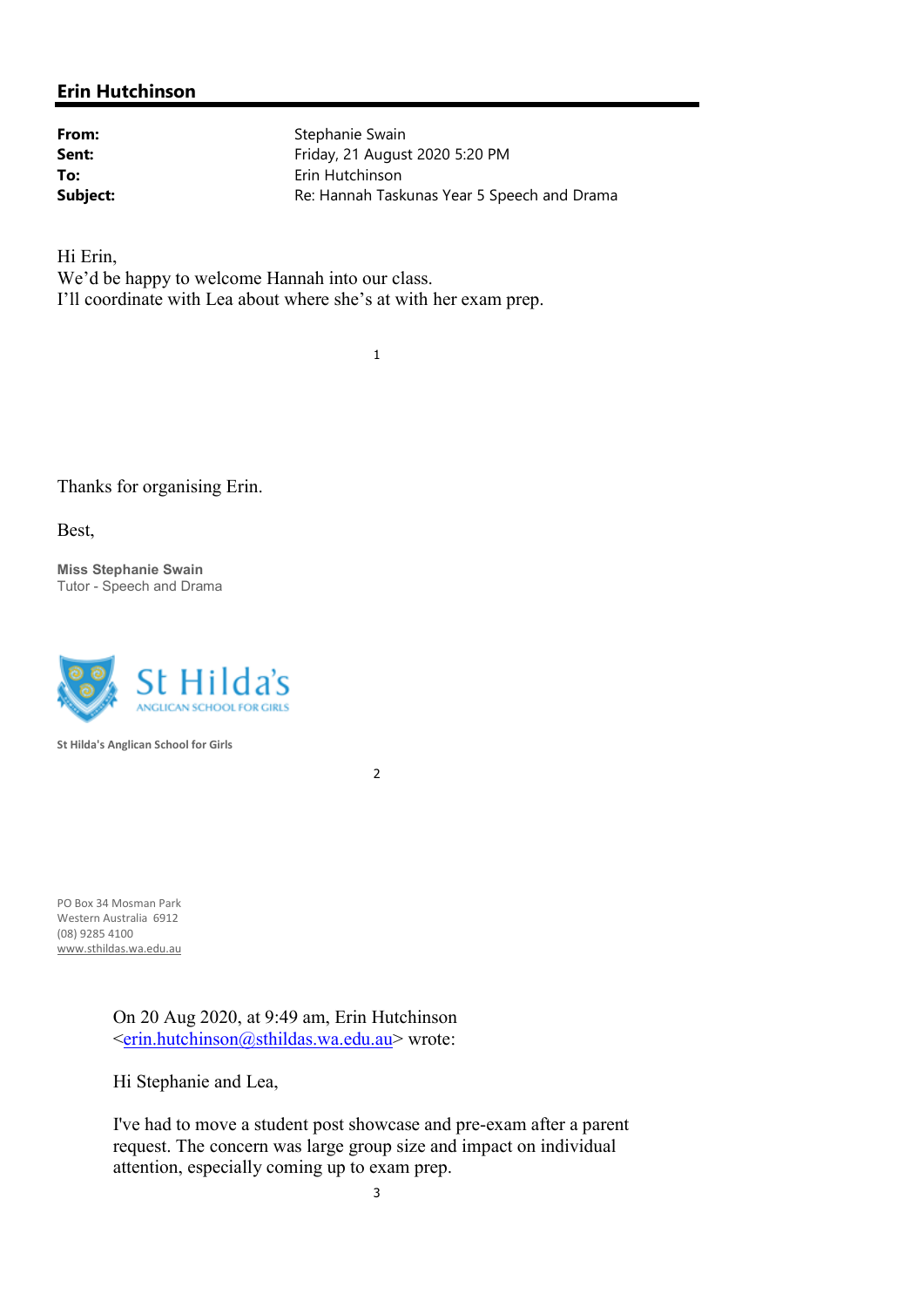## Erin Hutchinson

| | |
|---|---|
| **From:** | Stephanie Swain |
| **Sent:** | Friday, 21 August 2020 5:20 PM |
| **To:** | Erin Hutchinson |
| **Subject:** | Re: Hannah Taskunas Year 5 Speech and Drama |

Hi Erin,
We'd be happy to welcome Hannah into our class.
I'll coordinate with Lea about where she's at with her exam prep.

Thanks for organising Erin.

Best,

**Miss Stephanie Swain**
Tutor - Speech and Drama

St Hilda's
ANGLICAN SCHOOL FOR GIRLS

**St Hilda's Anglican School for Girls**

PO Box 34 Mosman Park
Western Australia 6912
(08) 9285 4100
www.sthildas.wa.edu.au

> On 20 Aug 2020, at 9:49 am, Erin Hutchinson <erin.hutchinson@sthildas.wa.edu.au> wrote:
>
> Hi Stephanie and Lea,
>
> I've had to move a student post showcase and pre-exam after a parent request. The concern was large group size and impact on individual attention, especially coming up to exam prep.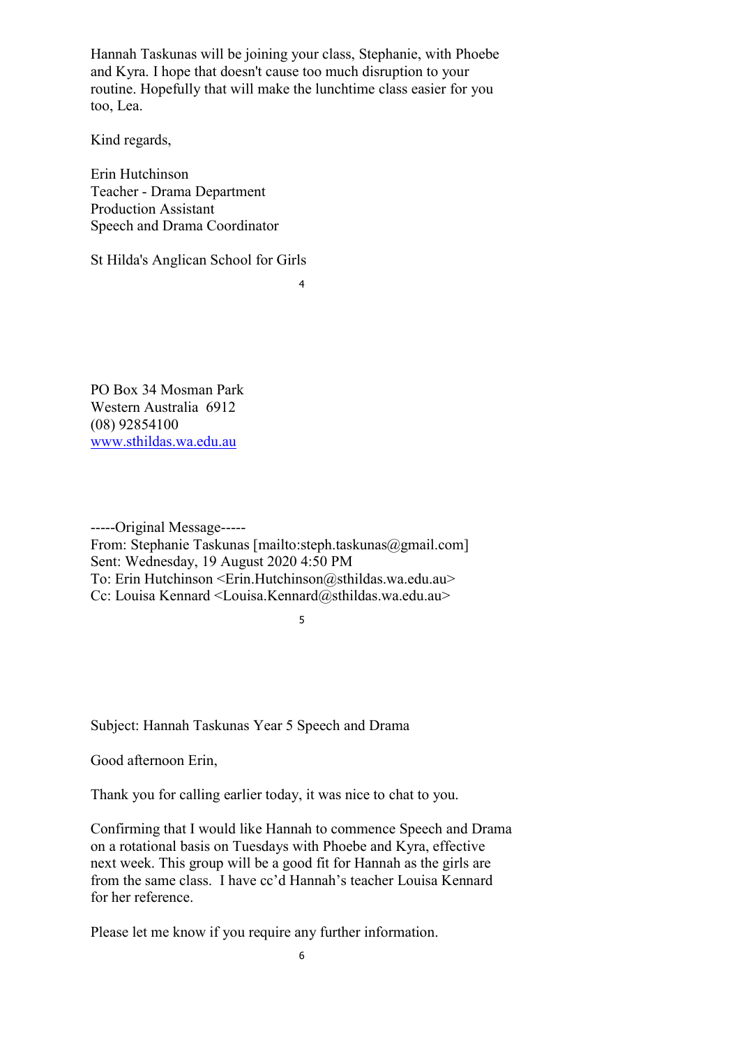Hannah Taskunas will be joining your class, Stephanie, with Phoebe and Kyra. I hope that doesn't cause too much disruption to your routine. Hopefully that will make the lunchtime class easier for you too, Lea.

Kind regards,

Erin Hutchinson
Teacher - Drama Department
Production Assistant
Speech and Drama Coordinator

St Hilda's Anglican School for Girls

PO Box 34 Mosman Park
Western Australia  6912
(08) 92854100
www.sthildas.wa.edu.au

-----Original Message-----
From: Stephanie Taskunas [mailto:steph.taskunas@gmail.com]
Sent: Wednesday, 19 August 2020 4:50 PM
To: Erin Hutchinson <Erin.Hutchinson@sthildas.wa.edu.au>
Cc: Louisa Kennard <Louisa.Kennard@sthildas.wa.edu.au>

Subject: Hannah Taskunas Year 5 Speech and Drama

Good afternoon Erin,

Thank you for calling earlier today, it was nice to chat to you.

Confirming that I would like Hannah to commence Speech and Drama on a rotational basis on Tuesdays with Phoebe and Kyra, effective next week. This group will be a good fit for Hannah as the girls are from the same class.  I have cc'd Hannah's teacher Louisa Kennard for her reference.

Please let me know if you require any further information.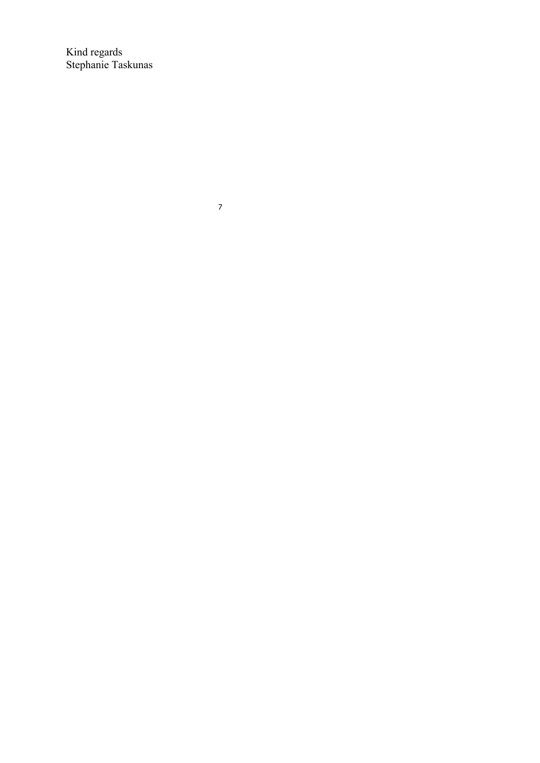Kind regards
Stephanie Taskunas